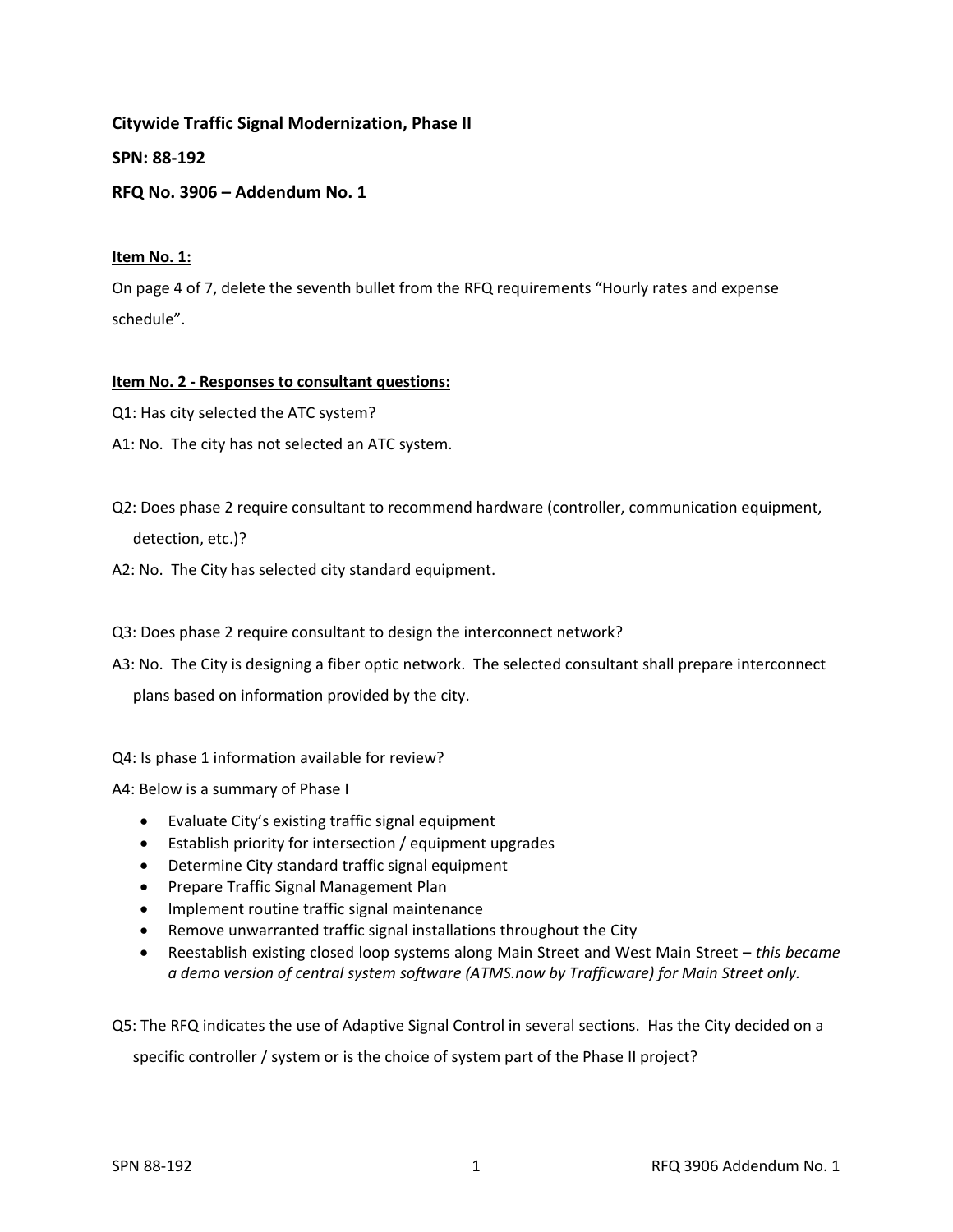**Citywide Traffic Signal Modernization, Phase II**

**SPN: 88-192**

**RFQ No. 3906 – Addendum No. 1**

**Item No. 1:**

On page 4 of 7, delete the seventh bullet from the RFQ requirements "Hourly rates and expense schedule".

**Item No. 2 - Responses to consultant questions:**

Q1: Has city selected the ATC system?

A1: No. The city has not selected an ATC system.

Q2: Does phase 2 require consultant to recommend hardware (controller, communication equipment, detection, etc.)?

A2: No. The City has selected city standard equipment.

Q3: Does phase 2 require consultant to design the interconnect network?

A3: No. The City is designing a fiber optic network. The selected consultant shall prepare interconnect plans based on information provided by the city.

Q4: Is phase 1 information available for review?

A4: Below is a summary of Phase I

- Evaluate City's existing traffic signal equipment
- Establish priority for intersection / equipment upgrades
- Determine City standard traffic signal equipment
- Prepare Traffic Signal Management Plan
- Implement routine traffic signal maintenance
- Remove unwarranted traffic signal installations throughout the City
- Reestablish existing closed loop systems along Main Street and West Main Street – *this became a demo version of central system software (ATMS.now by Trafficware) for Main Street only.*

Q5: The RFQ indicates the use of Adaptive Signal Control in several sections. Has the City decided on a specific controller / system or is the choice of system part of the Phase II project?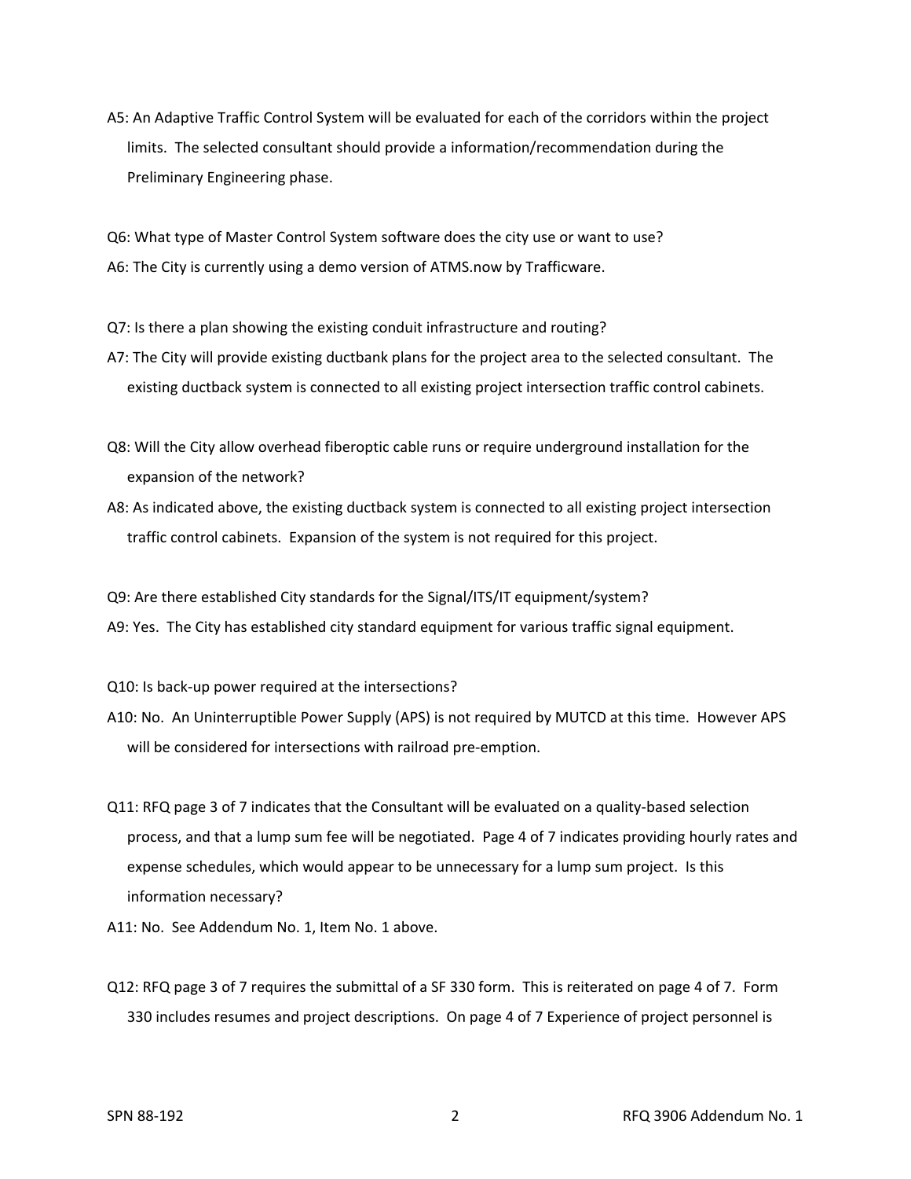A5: An Adaptive Traffic Control System will be evaluated for each of the corridors within the project limits. The selected consultant should provide a information/recommendation during the Preliminary Engineering phase.

Q6: What type of Master Control System software does the city use or want to use?

A6: The City is currently using a demo version of ATMS.now by Trafficware.

Q7: Is there a plan showing the existing conduit infrastructure and routing?

A7: The City will provide existing ductbank plans for the project area to the selected consultant. The existing ductback system is connected to all existing project intersection traffic control cabinets.

Q8: Will the City allow overhead fiberoptic cable runs or require underground installation for the expansion of the network?

A8: As indicated above, the existing ductback system is connected to all existing project intersection traffic control cabinets. Expansion of the system is not required for this project.

Q9: Are there established City standards for the Signal/ITS/IT equipment/system?

A9: Yes. The City has established city standard equipment for various traffic signal equipment.

Q10: Is back-up power required at the intersections?

A10: No. An Uninterruptible Power Supply (APS) is not required by MUTCD at this time. However APS will be considered for intersections with railroad pre-emption.

Q11: RFQ page 3 of 7 indicates that the Consultant will be evaluated on a quality-based selection process, and that a lump sum fee will be negotiated. Page 4 of 7 indicates providing hourly rates and expense schedules, which would appear to be unnecessary for a lump sum project. Is this information necessary?

A11: No. See Addendum No. 1, Item No. 1 above.

Q12: RFQ page 3 of 7 requires the submittal of a SF 330 form. This is reiterated on page 4 of 7. Form 330 includes resumes and project descriptions. On page 4 of 7 Experience of project personnel is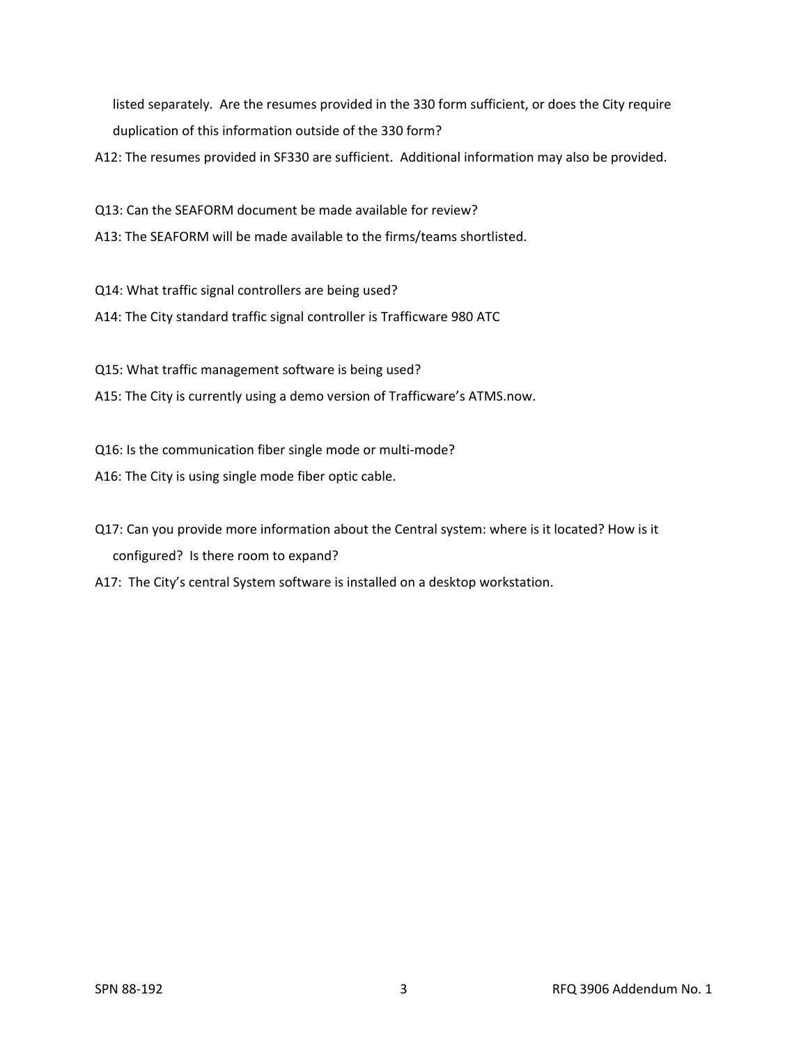listed separately. Are the resumes provided in the 330 form sufficient, or does the City require duplication of this information outside of the 330 form?

A12: The resumes provided in SF330 are sufficient. Additional information may also be provided.

Q13: Can the SEAFORM document be made available for review?

A13: The SEAFORM will be made available to the firms/teams shortlisted.

Q14: What traffic signal controllers are being used?

A14: The City standard traffic signal controller is Trafficware 980 ATC

Q15: What traffic management software is being used?

A15: The City is currently using a demo version of Trafficware's ATMS.now.

Q16: Is the communication fiber single mode or multi-mode?

A16: The City is using single mode fiber optic cable.

Q17: Can you provide more information about the Central system: where is it located? How is it configured? Is there room to expand?

A17: The City's central System software is installed on a desktop workstation.